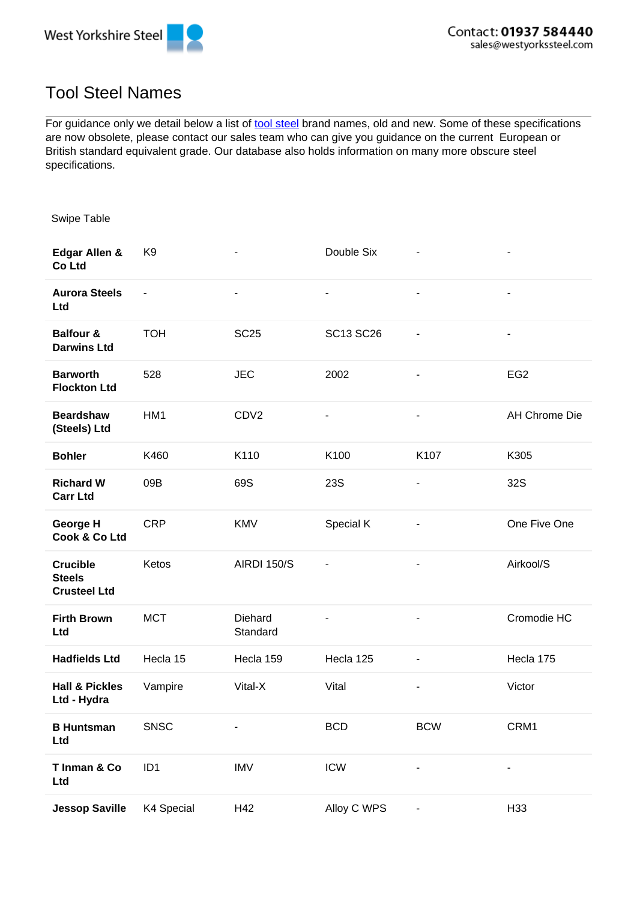# Tool Steel Names

For guidance only we detail below a list of tool steel brand names, old and new. Some of these specifications are now obsolete, please contact our sales team who can give you guidance on the current European or British standard grade. Our database also holds information on many more obscure steel specifications.

Swipe Table

| | | | | | |
|---|---|---|---|---|---|
| **Edgar Allen & Co Ltd** | K9 | - | Double Six | - | - |
| **Aurora Steels Ltd** | - | - | - | - | - |
| **Balfour & Darwins Ltd** | TOH | SC25 | SC13 SC26 | - | - |
| **Barworth Flockton Ltd** | 528 | JEC | 2002 | - | EG2 |
| **Beardshaw (Steels) Ltd** | HM1 | CDV2 | - | - | AH Chrome Die |
| **Bohler** | K460 | K110 | K100 | K107 | K305 |
| **Richard W Carr Ltd** | 09B | 69S | 23S | - | 32S |
| **George H Cook & Co Ltd** | CRP | KMV | Special K | - | One Five One |
| **Crucible Steels Crusteel Ltd** | Ketos | AIRDI 150/S | - | - | Airkool/S |
| **Firth Brown Ltd** | MCT | Diehard Standard | - | - | Cromodie HC |
| **Hadfields Ltd** | Hecla 15 | Hecla 159 | Hecla 125 | - | Hecla 175 |
| **Hall & Pickles Ltd - Hydra** | Vampire | Vital-X | Vital | - | Victor |
| **B Huntsman Ltd** | SNSC | - | BCD | BCW | CRM1 |
| **T Inman & Co Ltd** | ID1 | IMV | ICW | - | - |
| **Jessop Saville** | K4 Special | H42 | Alloy C WPS | - | H33 |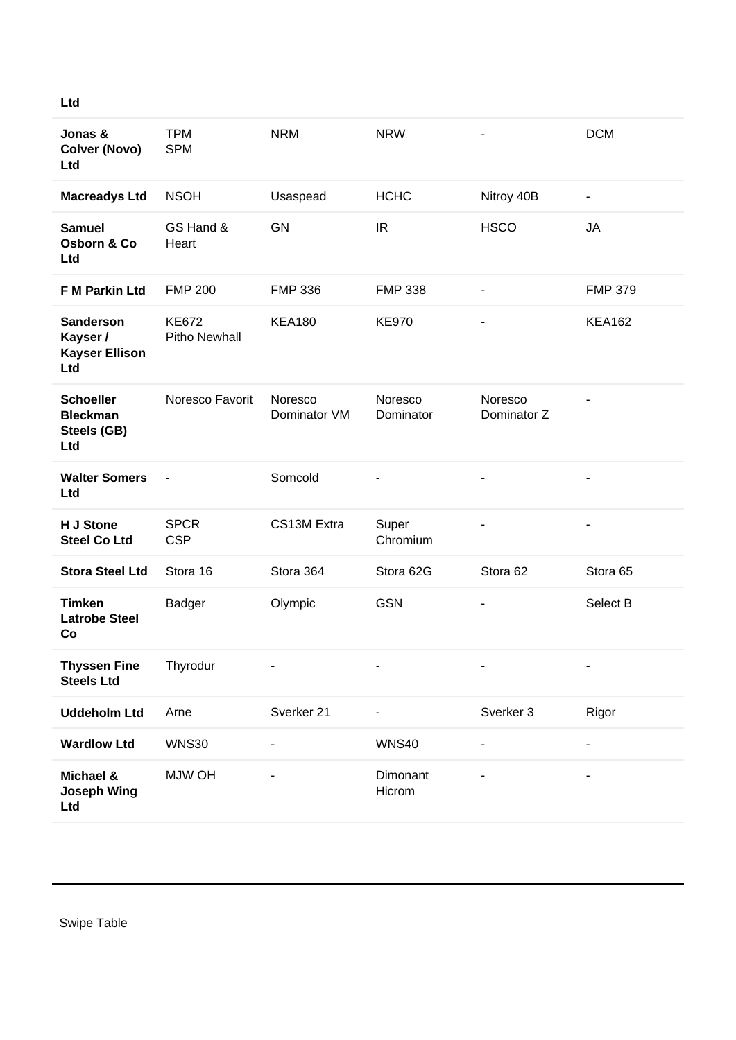| Ltd | | | | | |
|---|---|---|---|---|---|
| **Jonas & Colver (Novo) Ltd** | TPM SPM | NRM | NRW | - | DCM |
| **Macreadys Ltd** | NSOH | Usaspead | HCHC | Nitroy 40B | - |
| **Samuel Osborn & Co Ltd** | GS Hand & Heart | GN | IR | HSCO | JA |
| **F M Parkin Ltd** | FMP 200 | FMP 336 | FMP 338 | - | FMP 379 |
| **Sanderson Kayser / Kayser Ellison Ltd** | KE672 Pitho Newhall | KEA180 | KE970 | - | KEA162 |
| **Schoeller Bleckman Steels (GB) Ltd** | Noresco Favorit | Noresco Dominator VM | Noresco Dominator | Noresco Dominator Z | - |
| **Walter Somers Ltd** | - | Somcold | - | - | - |
| **H J Stone Steel Co Ltd** | SPCR CSP | CS13M Extra | Super Chromium | - | - |
| **Stora Steel Ltd** | Stora 16 | Stora 364 | Stora 62G | Stora 62 | Stora 65 |
| **Timken Latrobe Steel Co** | Badger | Olympic | GSN | - | Select B |
| **Thyssen Fine Steels Ltd** | Thyrodur | - | - | - | - |
| **Uddeholm Ltd** | Arne | Sverker 21 | - | Sverker 3 | Rigor |
| **Wardlow Ltd** | WNS30 | - | WNS40 | - | - |
| **Michael & Joseph Wing Ltd** | MJW OH | - | Dimonant Hicrom | - | - |

Swipe Table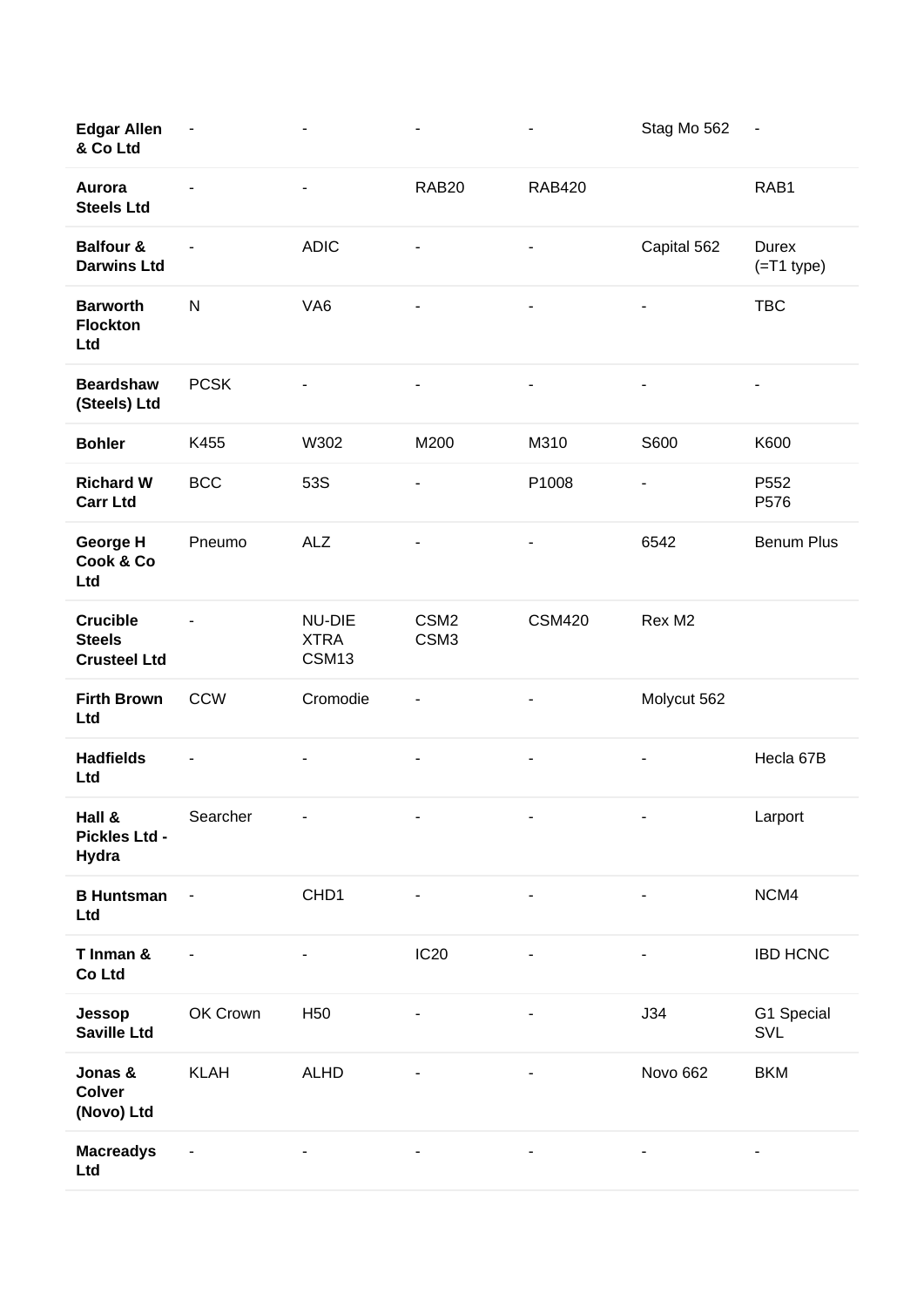| | | | | | | |
|---|---|---|---|---|---|---|
| **Edgar Allen & Co Ltd** | - | - | - | - | Stag Mo 562 | - |
| **Aurora Steels Ltd** | - | - | RAB20 | RAB420 | | RAB1 |
| **Balfour & Darwins Ltd** | - | ADIC | - | - | Capital 562 | Durex (=T1 type) |
| **Barworth Flockton Ltd** | N | VA6 | - | - | - | TBC |
| **Beardshaw (Steels) Ltd** | PCSK | - | - | - | - | - |
| **Bohler** | K455 | W302 | M200 | M310 | S600 | K600 |
| **Richard W Carr Ltd** | BCC | 53S | - | P1008 | - | P552 P576 |
| **George H Cook & Co Ltd** | Pneumo | ALZ | - | - | 6542 | Benum Plus |
| **Crucible Steels Crusteel Ltd** | - | NU-DIE XTRA CSM13 | CSM2 CSM3 | CSM420 | Rex M2 | |
| **Firth Brown Ltd** | CCW | Cromodie | - | - | Molycut 562 | |
| **Hadfields Ltd** | - | - | - | - | - | Hecla 67B |
| **Hall & Pickles Ltd - Hydra** | Searcher | - | - | - | - | Larport |
| **B Huntsman Ltd** | - | CHD1 | - | - | - | NCM4 |
| **T Inman & Co Ltd** | - | - | IC20 | - | - | IBD HCNC |
| **Jessop Saville Ltd** | OK Crown | H50 | - | - | J34 | G1 Special SVL |
| **Jonas & Colver (Novo) Ltd** | KLAH | ALHD | - | - | Novo 662 | BKM |
| **Macreadys Ltd** | - | - | - | - | - | - |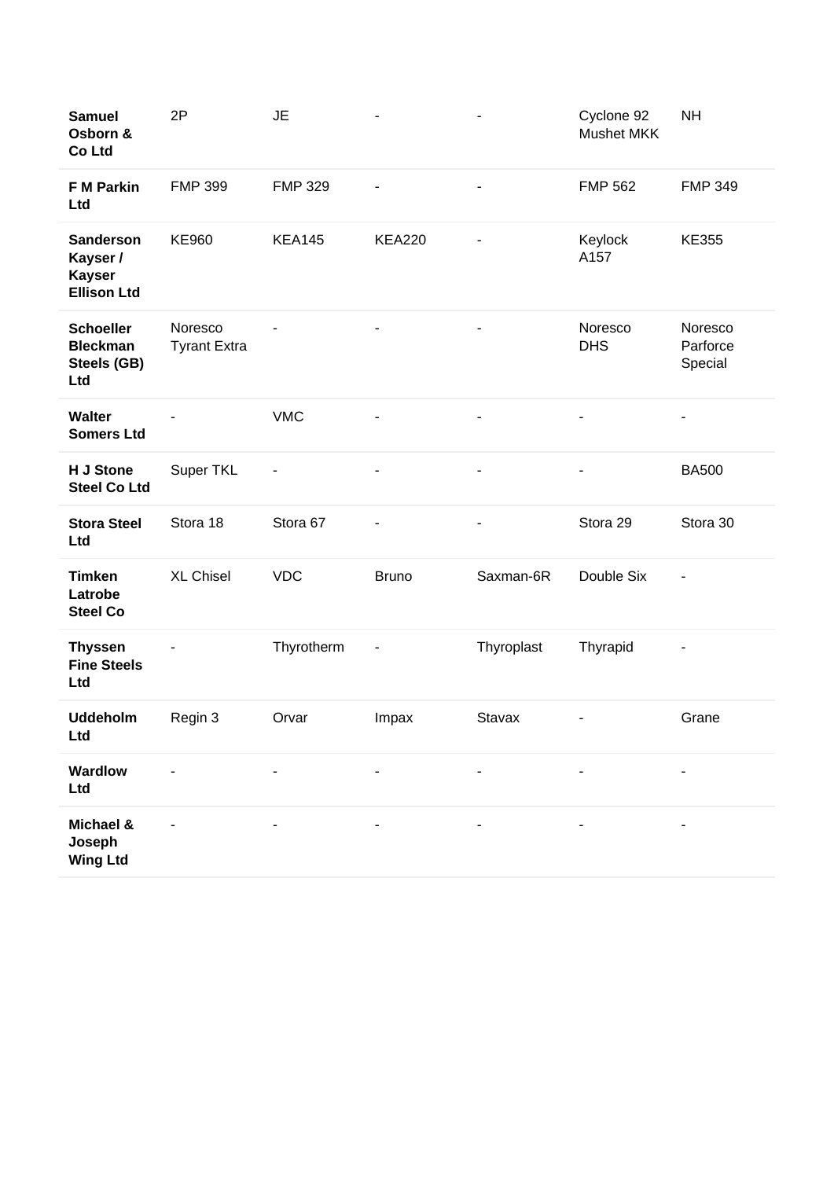| | | | | | | |
|---|---|---|---|---|---|---|
| **Samuel Osborn & Co Ltd** | 2P | JE | - | - | Cyclone 92 Mushet MKK | NH |
| **F M Parkin Ltd** | FMP 399 | FMP 329 | - | - | FMP 562 | FMP 349 |
| **Sanderson Kayser / Kayser Ellison Ltd** | KE960 | KEA145 | KEA220 | - | Keylock A157 | KE355 |
| **Schoeller Bleckman Steels (GB) Ltd** | Noresco Tyrant Extra | - | - | - | Noresco DHS | Noresco Parforce Special |
| **Walter Somers Ltd** | - | VMC | - | - | - | - |
| **H J Stone Steel Co Ltd** | Super TKL | - | - | - | - | BA500 |
| **Stora Steel Ltd** | Stora 18 | Stora 67 | - | - | Stora 29 | Stora 30 |
| **Timken Latrobe Steel Co** | XL Chisel | VDC | Bruno | Saxman-6R | Double Six | - |
| **Thyssen Fine Steels Ltd** | - | Thyrotherm | - | Thyroplast | Thyrapid | - |
| **Uddeholm Ltd** | Regin 3 | Orvar | Impax | Stavax | - | Grane |
| **Wardlow Ltd** | - | - | - | - | - | - |
| **Michael & Joseph Wing Ltd** | - | - | - | - | - | - |